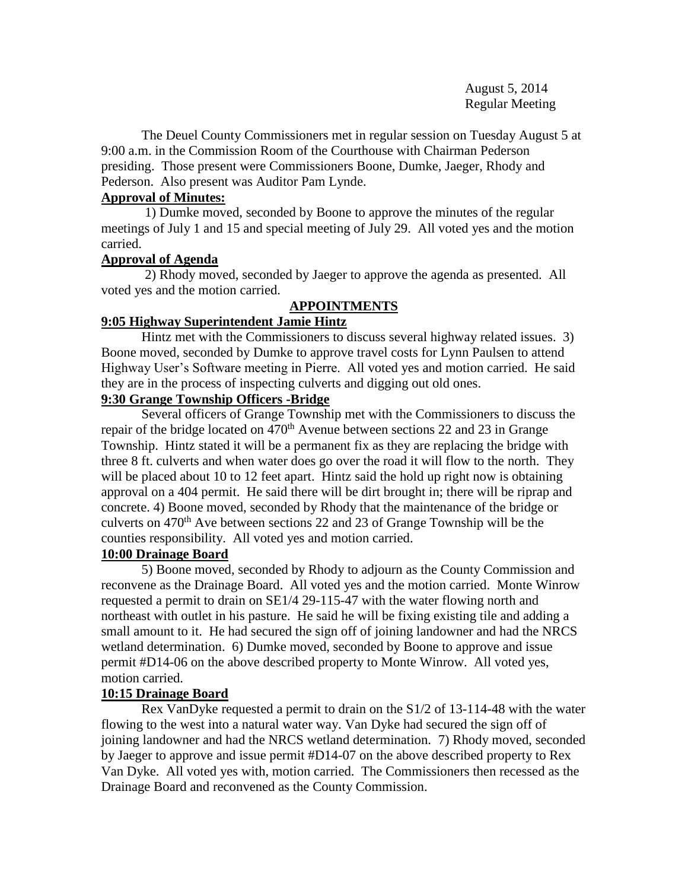August 5, 2014
Regular Meeting

The Deuel County Commissioners met in regular session on Tuesday August 5 at 9:00 a.m. in the Commission Room of the Courthouse with Chairman Pederson presiding. Those present were Commissioners Boone, Dumke, Jaeger, Rhody and Pederson. Also present was Auditor Pam Lynde.

**Approval of Minutes:**

1) Dumke moved, seconded by Boone to approve the minutes of the regular meetings of July 1 and 15 and special meeting of July 29. All voted yes and the motion carried.

**Approval of Agenda**

2) Rhody moved, seconded by Jaeger to approve the agenda as presented. All voted yes and the motion carried.

**APPOINTMENTS**

**9:05 Highway Superintendent Jamie Hintz**

Hintz met with the Commissioners to discuss several highway related issues. 3) Boone moved, seconded by Dumke to approve travel costs for Lynn Paulsen to attend Highway User's Software meeting in Pierre. All voted yes and motion carried. He said they are in the process of inspecting culverts and digging out old ones.

**9:30 Grange Township Officers -Bridge**

Several officers of Grange Township met with the Commissioners to discuss the repair of the bridge located on 470th Avenue between sections 22 and 23 in Grange Township. Hintz stated it will be a permanent fix as they are replacing the bridge with three 8 ft. culverts and when water does go over the road it will flow to the north. They will be placed about 10 to 12 feet apart. Hintz said the hold up right now is obtaining approval on a 404 permit. He said there will be dirt brought in; there will be riprap and concrete. 4) Boone moved, seconded by Rhody that the maintenance of the bridge or culverts on 470th Ave between sections 22 and 23 of Grange Township will be the counties responsibility. All voted yes and motion carried.

**10:00 Drainage Board**

5) Boone moved, seconded by Rhody to adjourn as the County Commission and reconvene as the Drainage Board. All voted yes and the motion carried. Monte Winrow requested a permit to drain on SE1/4 29-115-47 with the water flowing north and northeast with outlet in his pasture. He said he will be fixing existing tile and adding a small amount to it. He had secured the sign off of joining landowner and had the NRCS wetland determination. 6) Dumke moved, seconded by Boone to approve and issue permit #D14-06 on the above described property to Monte Winrow. All voted yes, motion carried.

**10:15 Drainage Board**

Rex VanDyke requested a permit to drain on the S1/2 of 13-114-48 with the water flowing to the west into a natural water way. Van Dyke had secured the sign off of joining landowner and had the NRCS wetland determination. 7) Rhody moved, seconded by Jaeger to approve and issue permit #D14-07 on the above described property to Rex Van Dyke. All voted yes with, motion carried. The Commissioners then recessed as the Drainage Board and reconvened as the County Commission.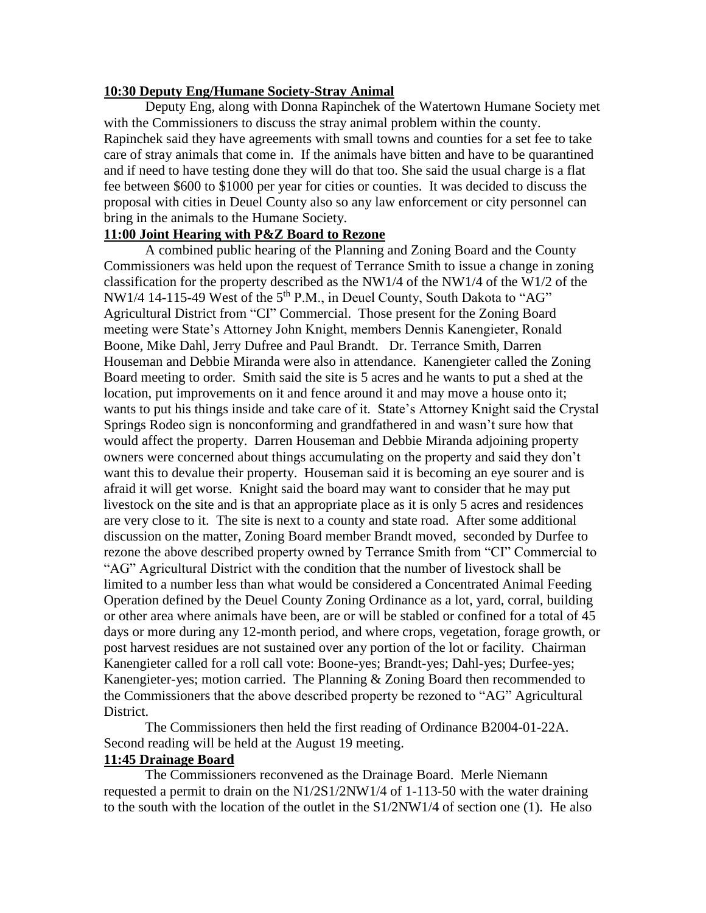**10:30 Deputy Eng/Humane Society-Stray Animal**

Deputy Eng, along with Donna Rapinchek of the Watertown Humane Society met with the Commissioners to discuss the stray animal problem within the county. Rapinchek said they have agreements with small towns and counties for a set fee to take care of stray animals that come in. If the animals have bitten and have to be quarantined and if need to have testing done they will do that too. She said the usual charge is a flat fee between $600 to $1000 per year for cities or counties. It was decided to discuss the proposal with cities in Deuel County also so any law enforcement or city personnel can bring in the animals to the Humane Society.

**11:00 Joint Hearing with P&Z Board to Rezone**

A combined public hearing of the Planning and Zoning Board and the County Commissioners was held upon the request of Terrance Smith to issue a change in zoning classification for the property described as the NW1/4 of the NW1/4 of the W1/2 of the NW1/4 14-115-49 West of the 5th P.M., in Deuel County, South Dakota to "AG" Agricultural District from "CI" Commercial. Those present for the Zoning Board meeting were State's Attorney John Knight, members Dennis Kanengieter, Ronald Boone, Mike Dahl, Jerry Dufree and Paul Brandt. Dr. Terrance Smith, Darren Houseman and Debbie Miranda were also in attendance. Kanengieter called the Zoning Board meeting to order. Smith said the site is 5 acres and he wants to put a shed at the location, put improvements on it and fence around it and may move a house onto it; wants to put his things inside and take care of it. State's Attorney Knight said the Crystal Springs Rodeo sign is nonconforming and grandfathered in and wasn't sure how that would affect the property. Darren Houseman and Debbie Miranda adjoining property owners were concerned about things accumulating on the property and said they don't want this to devalue their property. Houseman said it is becoming an eye sourer and is afraid it will get worse. Knight said the board may want to consider that he may put livestock on the site and is that an appropriate place as it is only 5 acres and residences are very close to it. The site is next to a county and state road. After some additional discussion on the matter, Zoning Board member Brandt moved, seconded by Durfee to rezone the above described property owned by Terrance Smith from "CI" Commercial to "AG" Agricultural District with the condition that the number of livestock shall be limited to a number less than what would be considered a Concentrated Animal Feeding Operation defined by the Deuel County Zoning Ordinance as a lot, yard, corral, building or other area where animals have been, are or will be stabled or confined for a total of 45 days or more during any 12-month period, and where crops, vegetation, forage growth, or post harvest residues are not sustained over any portion of the lot or facility. Chairman Kanengieter called for a roll call vote: Boone-yes; Brandt-yes; Dahl-yes; Durfee-yes; Kanengieter-yes; motion carried. The Planning & Zoning Board then recommended to the Commissioners that the above described property be rezoned to "AG" Agricultural District.

The Commissioners then held the first reading of Ordinance B2004-01-22A. Second reading will be held at the August 19 meeting.

**11:45 Drainage Board**

The Commissioners reconvened as the Drainage Board. Merle Niemann requested a permit to drain on the N1/2S1/2NW1/4 of 1-113-50 with the water draining to the south with the location of the outlet in the S1/2NW1/4 of section one (1). He also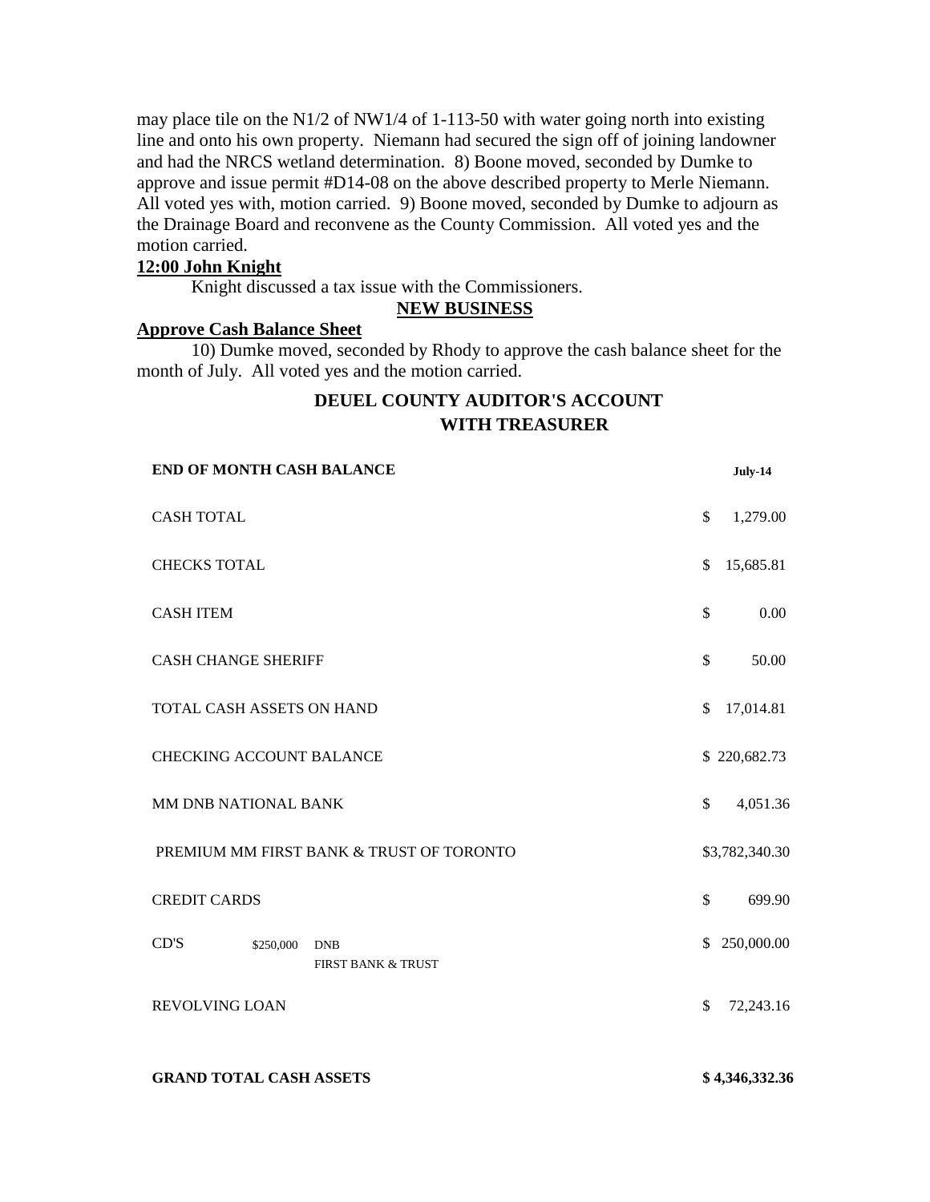may place tile on the N1/2 of NW1/4 of 1-113-50 with water going north into existing line and onto his own property. Niemann had secured the sign off of joining landowner and had the NRCS wetland determination. 8) Boone moved, seconded by Dumke to approve and issue permit #D14-08 on the above described property to Merle Niemann. All voted yes with, motion carried. 9) Boone moved, seconded by Dumke to adjourn as the Drainage Board and reconvene as the County Commission. All voted yes and the motion carried.

**12:00 John Knight**

Knight discussed a tax issue with the Commissioners.

**NEW BUSINESS**

**Approve Cash Balance Sheet**

10) Dumke moved, seconded by Rhody to approve the cash balance sheet for the month of July. All voted yes and the motion carried.

**DEUEL COUNTY AUDITOR'S ACCOUNT WITH TREASURER**

| **END OF MONTH CASH BALANCE** | | | **July-14** |
|---|---|---|---|
| CASH TOTAL | | | $ 1,279.00 |
| CHECKS TOTAL | | | $ 15,685.81 |
| CASH ITEM | | | $ 0.00 |
| CASH CHANGE SHERIFF | | | $ 50.00 |
| TOTAL CASH ASSETS ON HAND | | | $ 17,014.81 |
| CHECKING ACCOUNT BALANCE | | | $ 220,682.73 |
| MM DNB NATIONAL BANK | | | $ 4,051.36 |
| PREMIUM MM FIRST BANK & TRUST OF TORONTO | | | $3,782,340.30 |
| CREDIT CARDS | | | $ 699.90 |
| CD'S | $250,000 | DNB<br>FIRST BANK & TRUST | $ 250,000.00 |
| REVOLVING LOAN | | | $ 72,243.16 |
| **GRAND TOTAL CASH ASSETS** | | | **$ 4,346,332.36** |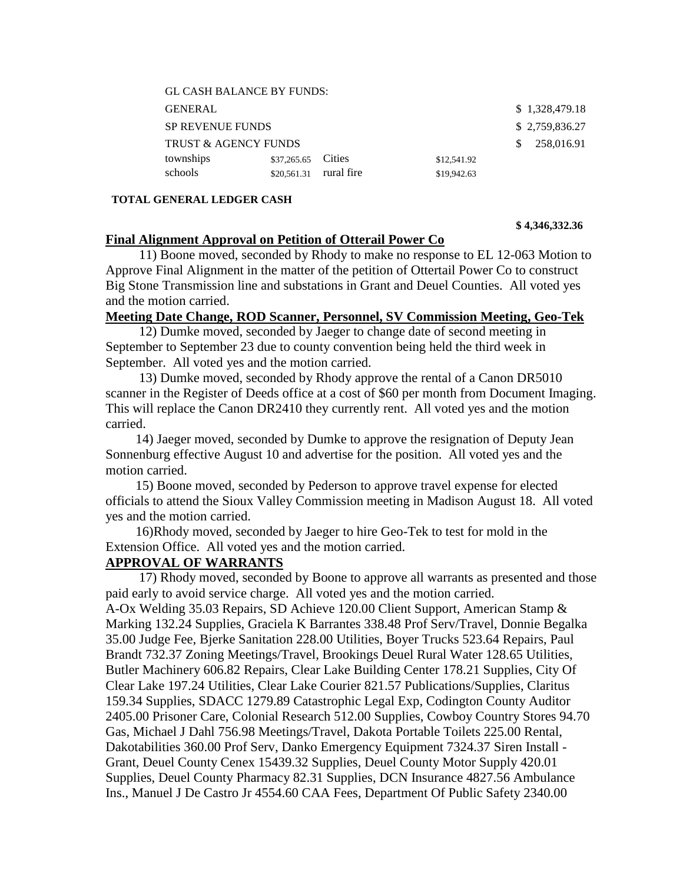| GL CASH BALANCE BY FUNDS: | | | | |
|---|---|---|---|---|
| GENERAL | | | | $ 1,328,479.18 |
| SP REVENUE FUNDS | | | | $ 2,759,836.27 |
| TRUST & AGENCY FUNDS | | | | $ 258,016.91 |
| townships | $37,265.65 | Cities | $12,541.92 | |
| schools | $20,561.31 | rural fire | $19,942.63 | |

**TOTAL GENERAL LEDGER CASH** **$ 4,346,332.36**

**Final Alignment Approval on Petition of Otterail Power Co**

11) Boone moved, seconded by Rhody to make no response to EL 12-063 Motion to Approve Final Alignment in the matter of the petition of Ottertail Power Co to construct Big Stone Transmission line and substations in Grant and Deuel Counties. All voted yes and the motion carried.

**Meeting Date Change, ROD Scanner, Personnel, SV Commission Meeting, Geo-Tek**

12) Dumke moved, seconded by Jaeger to change date of second meeting in September to September 23 due to county convention being held the third week in September. All voted yes and the motion carried.

13) Dumke moved, seconded by Rhody approve the rental of a Canon DR5010 scanner in the Register of Deeds office at a cost of $60 per month from Document Imaging. This will replace the Canon DR2410 they currently rent. All voted yes and the motion carried.

14) Jaeger moved, seconded by Dumke to approve the resignation of Deputy Jean Sonnenburg effective August 10 and advertise for the position. All voted yes and the motion carried.

15) Boone moved, seconded by Pederson to approve travel expense for elected officials to attend the Sioux Valley Commission meeting in Madison August 18. All voted yes and the motion carried.

16)Rhody moved, seconded by Jaeger to hire Geo-Tek to test for mold in the Extension Office. All voted yes and the motion carried.

**APPROVAL OF WARRANTS**

17) Rhody moved, seconded by Boone to approve all warrants as presented and those paid early to avoid service charge. All voted yes and the motion carried.

A-Ox Welding 35.03 Repairs, SD Achieve 120.00 Client Support, American Stamp & Marking 132.24 Supplies, Graciela K Barrantes 338.48 Prof Serv/Travel, Donnie Begalka 35.00 Judge Fee, Bjerke Sanitation 228.00 Utilities, Boyer Trucks 523.64 Repairs, Paul Brandt 732.37 Zoning Meetings/Travel, Brookings Deuel Rural Water 128.65 Utilities, Butler Machinery 606.82 Repairs, Clear Lake Building Center 178.21 Supplies, City Of Clear Lake 197.24 Utilities, Clear Lake Courier 821.57 Publications/Supplies, Claritus 159.34 Supplies, SDACC 1279.89 Catastrophic Legal Exp, Codington County Auditor 2405.00 Prisoner Care, Colonial Research 512.00 Supplies, Cowboy Country Stores 94.70 Gas, Michael J Dahl 756.98 Meetings/Travel, Dakota Portable Toilets 225.00 Rental, Dakotabilities 360.00 Prof Serv, Danko Emergency Equipment 7324.37 Siren Install - Grant, Deuel County Cenex 15439.32 Supplies, Deuel County Motor Supply 420.01 Supplies, Deuel County Pharmacy 82.31 Supplies, DCN Insurance 4827.56 Ambulance Ins., Manuel J De Castro Jr 4554.60 CAA Fees, Department Of Public Safety 2340.00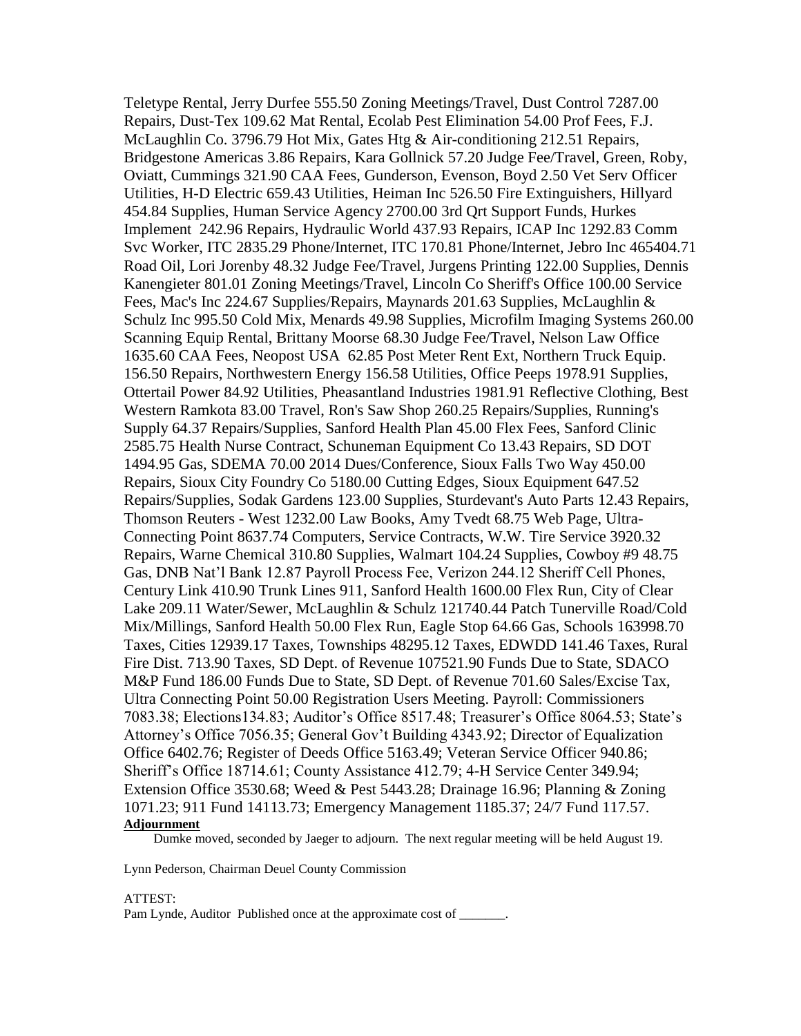Teletype Rental, Jerry Durfee 555.50 Zoning Meetings/Travel, Dust Control 7287.00 Repairs, Dust-Tex 109.62 Mat Rental, Ecolab Pest Elimination 54.00 Prof Fees, F.J. McLaughlin Co. 3796.79 Hot Mix, Gates Htg & Air-conditioning 212.51 Repairs, Bridgestone Americas 3.86 Repairs, Kara Gollnick 57.20 Judge Fee/Travel, Green, Roby, Oviatt, Cummings 321.90 CAA Fees, Gunderson, Evenson, Boyd 2.50 Vet Serv Officer Utilities, H-D Electric 659.43 Utilities, Heiman Inc 526.50 Fire Extinguishers, Hillyard 454.84 Supplies, Human Service Agency 2700.00 3rd Qrt Support Funds, Hurkes Implement 242.96 Repairs, Hydraulic World 437.93 Repairs, ICAP Inc 1292.83 Comm Svc Worker, ITC 2835.29 Phone/Internet, ITC 170.81 Phone/Internet, Jebro Inc 465404.71 Road Oil, Lori Jorenby 48.32 Judge Fee/Travel, Jurgens Printing 122.00 Supplies, Dennis Kanengieter 801.01 Zoning Meetings/Travel, Lincoln Co Sheriff's Office 100.00 Service Fees, Mac's Inc 224.67 Supplies/Repairs, Maynards 201.63 Supplies, McLaughlin & Schulz Inc 995.50 Cold Mix, Menards 49.98 Supplies, Microfilm Imaging Systems 260.00 Scanning Equip Rental, Brittany Moorse 68.30 Judge Fee/Travel, Nelson Law Office 1635.60 CAA Fees, Neopost USA 62.85 Post Meter Rent Ext, Northern Truck Equip. 156.50 Repairs, Northwestern Energy 156.58 Utilities, Office Peeps 1978.91 Supplies, Ottertail Power 84.92 Utilities, Pheasantland Industries 1981.91 Reflective Clothing, Best Western Ramkota 83.00 Travel, Ron's Saw Shop 260.25 Repairs/Supplies, Running's Supply 64.37 Repairs/Supplies, Sanford Health Plan 45.00 Flex Fees, Sanford Clinic 2585.75 Health Nurse Contract, Schuneman Equipment Co 13.43 Repairs, SD DOT 1494.95 Gas, SDEMA 70.00 2014 Dues/Conference, Sioux Falls Two Way 450.00 Repairs, Sioux City Foundry Co 5180.00 Cutting Edges, Sioux Equipment 647.52 Repairs/Supplies, Sodak Gardens 123.00 Supplies, Sturdevant's Auto Parts 12.43 Repairs, Thomson Reuters - West 1232.00 Law Books, Amy Tvedt 68.75 Web Page, Ultra-Connecting Point 8637.74 Computers, Service Contracts, W.W. Tire Service 3920.32 Repairs, Warne Chemical 310.80 Supplies, Walmart 104.24 Supplies, Cowboy #9 48.75 Gas, DNB Nat'l Bank 12.87 Payroll Process Fee, Verizon 244.12 Sheriff Cell Phones, Century Link 410.90 Trunk Lines 911, Sanford Health 1600.00 Flex Run, City of Clear Lake 209.11 Water/Sewer, McLaughlin & Schulz 121740.44 Patch Tunerville Road/Cold Mix/Millings, Sanford Health 50.00 Flex Run, Eagle Stop 64.66 Gas, Schools 163998.70 Taxes, Cities 12939.17 Taxes, Townships 48295.12 Taxes, EDWDD 141.46 Taxes, Rural Fire Dist. 713.90 Taxes, SD Dept. of Revenue 107521.90 Funds Due to State, SDACO M&P Fund 186.00 Funds Due to State, SD Dept. of Revenue 701.60 Sales/Excise Tax, Ultra Connecting Point 50.00 Registration Users Meeting. Payroll: Commissioners 7083.38; Elections134.83; Auditor's Office 8517.48; Treasurer's Office 8064.53; State's Attorney's Office 7056.35; General Gov't Building 4343.92; Director of Equalization Office 6402.76; Register of Deeds Office 5163.49; Veteran Service Officer 940.86; Sheriff's Office 18714.61; County Assistance 412.79; 4-H Service Center 349.94; Extension Office 3530.68; Weed & Pest 5443.28; Drainage 16.96; Planning & Zoning 1071.23; 911 Fund 14113.73; Emergency Management 1185.37; 24/7 Fund 117.57.

**Adjournment**

Dumke moved, seconded by Jaeger to adjourn. The next regular meeting will be held August 19.

Lynn Pederson, Chairman Deuel County Commission

ATTEST:

Pam Lynde, Auditor Published once at the approximate cost of _______.